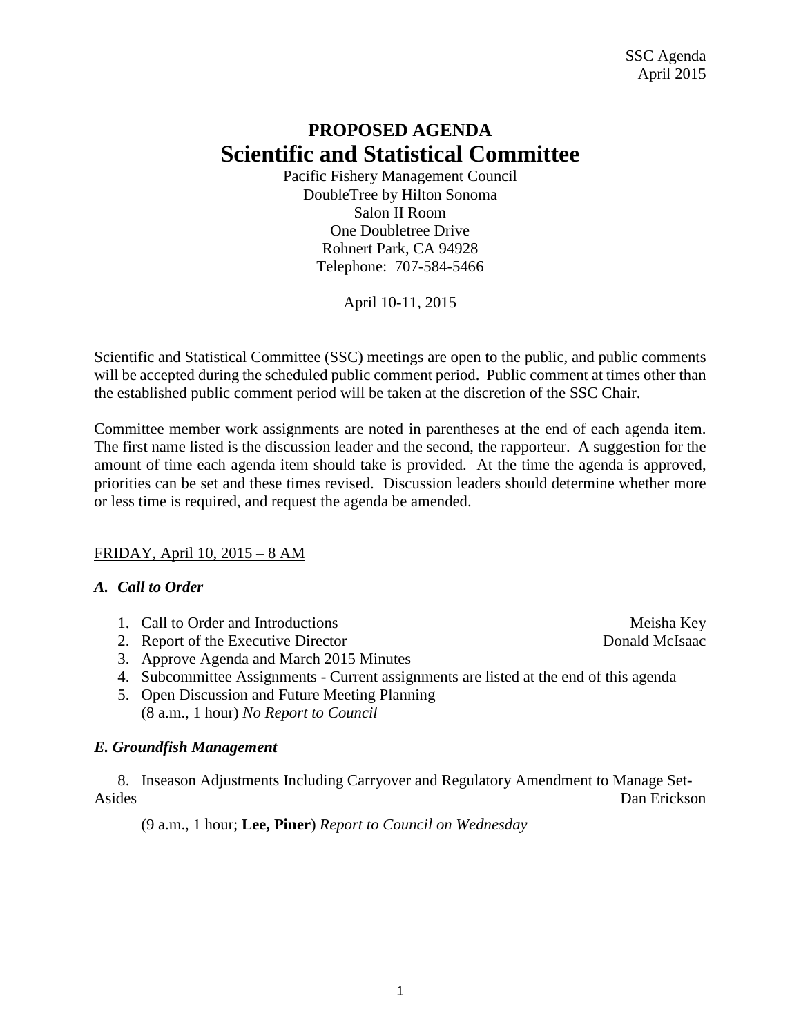SSC Agenda
April 2015

# PROPOSED AGENDA
# Scientific and Statistical Committee

Pacific Fishery Management Council
DoubleTree by Hilton Sonoma
Salon II Room
One Doubletree Drive
Rohnert Park, CA 94928
Telephone: 707-584-5466

April 10-11, 2015

Scientific and Statistical Committee (SSC) meetings are open to the public, and public comments will be accepted during the scheduled public comment period. Public comment at times other than the established public comment period will be taken at the discretion of the SSC Chair.

Committee member work assignments are noted in parentheses at the end of each agenda item. The first name listed is the discussion leader and the second, the rapporteur. A suggestion for the amount of time each agenda item should take is provided. At the time the agenda is approved, priorities can be set and these times revised. Discussion leaders should determine whether more or less time is required, and request the agenda be amended.

<u>FRIDAY, April 10, 2015 – 8 AM</u>

### *A. Call to Order*

1. Call to Order and Introductions — Meisha Key
2. Report of the Executive Director — Donald McIsaac
3. Approve Agenda and March 2015 Minutes
4. Subcommittee Assignments - <u>Current assignments are listed at the end of this agenda</u>
5. Open Discussion and Future Meeting Planning
   (8 a.m., 1 hour) *No Report to Council*

### *E. Groundfish Management*

8. Inseason Adjustments Including Carryover and Regulatory Amendment to Manage Set-Asides — Dan Erickson

   (9 a.m., 1 hour; **Lee, Piner**) *Report to Council on Wednesday*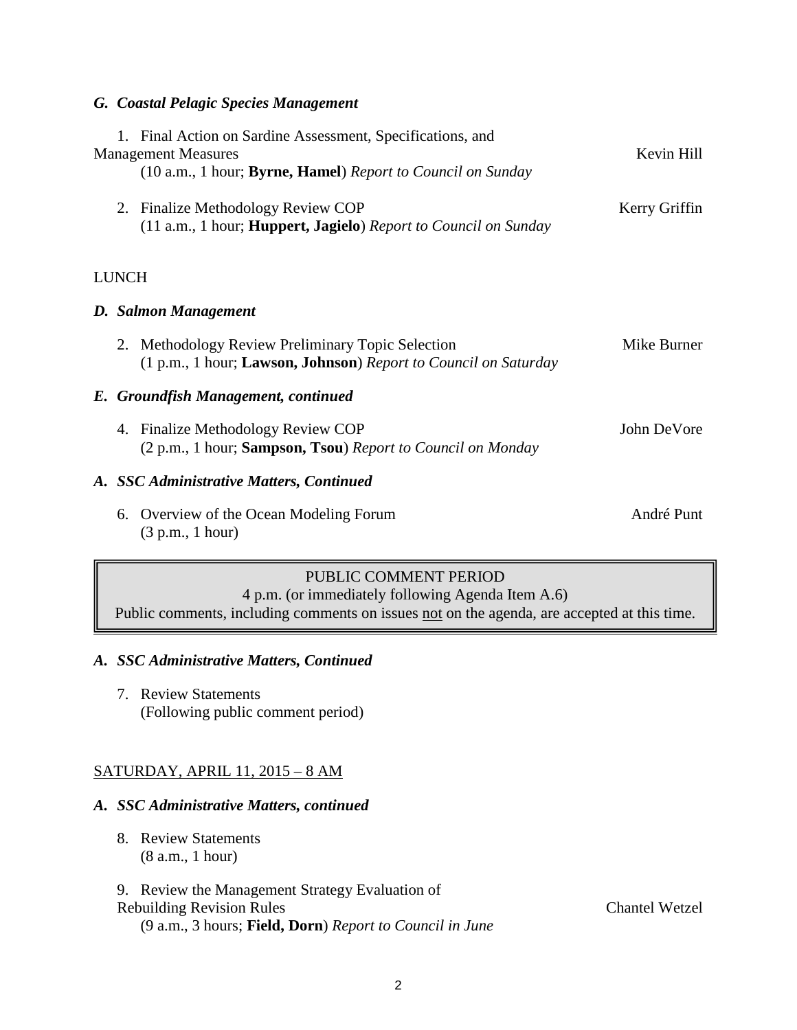### *G. Coastal Pelagic Species Management*

1. Final Action on Sardine Assessment, Specifications, and Management Measures — Kevin Hill
   (10 a.m., 1 hour; **Byrne, Hamel**) *Report to Council on Sunday*

2. Finalize Methodology Review COP — Kerry Griffin
   (11 a.m., 1 hour; **Huppert, Jagielo**) *Report to Council on Sunday*

LUNCH

### *D. Salmon Management*

2. Methodology Review Preliminary Topic Selection — Mike Burner
   (1 p.m., 1 hour; **Lawson, Johnson**) *Report to Council on Saturday*

### *E. Groundfish Management, continued*

4. Finalize Methodology Review COP — John DeVore
   (2 p.m., 1 hour; **Sampson, Tsou**) *Report to Council on Monday*

### *A. SSC Administrative Matters, Continued*

6. Overview of the Ocean Modeling Forum — André Punt
   (3 p.m., 1 hour)

> PUBLIC COMMENT PERIOD
> 4 p.m. (or immediately following Agenda Item A.6)
> Public comments, including comments on issues not on the agenda, are accepted at this time.

### *A. SSC Administrative Matters, Continued*

7. Review Statements
   (Following public comment period)

SATURDAY, APRIL 11, 2015 – 8 AM

### *A. SSC Administrative Matters, continued*

8. Review Statements
   (8 a.m., 1 hour)

9. Review the Management Strategy Evaluation of Rebuilding Revision Rules — Chantel Wetzel
   (9 a.m., 3 hours; **Field, Dorn**) *Report to Council in June*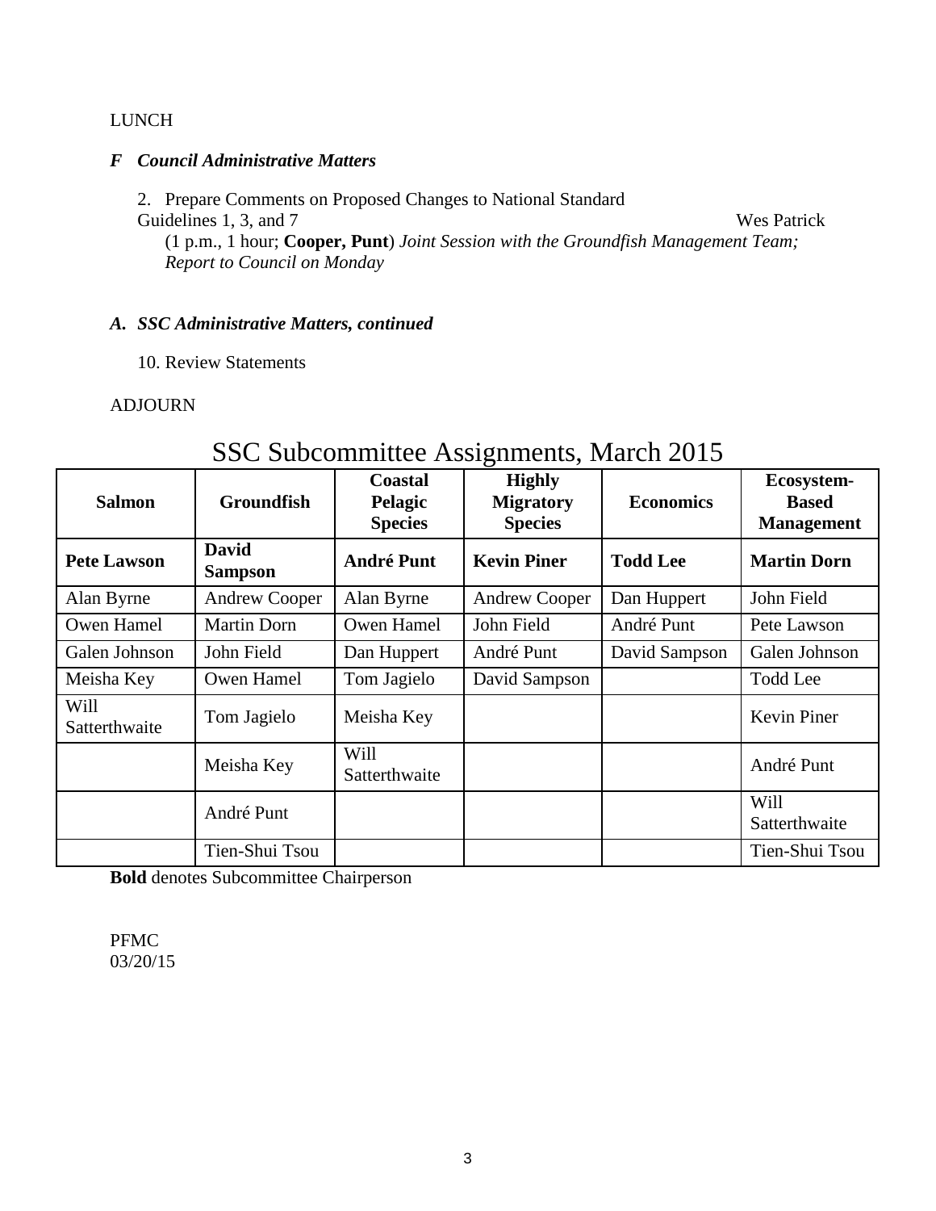LUNCH

***F Council Administrative Matters***

2. Prepare Comments on Proposed Changes to National Standard Guidelines 1, 3, and 7 — Wes Patrick
(1 p.m., 1 hour; **Cooper, Punt**) *Joint Session with the Groundfish Management Team; Report to Council on Monday*

***A. SSC Administrative Matters, continued***

10. Review Statements

ADJOURN

## SSC Subcommittee Assignments, March 2015

| Salmon | Groundfish | Coastal Pelagic Species | Highly Migratory Species | Economics | Ecosystem-Based Management |
|---|---|---|---|---|---|
| **Pete Lawson** | **David Sampson** | **André Punt** | **Kevin Piner** | **Todd Lee** | **Martin Dorn** |
| Alan Byrne | Andrew Cooper | Alan Byrne | Andrew Cooper | Dan Huppert | John Field |
| Owen Hamel | Martin Dorn | Owen Hamel | John Field | André Punt | Pete Lawson |
| Galen Johnson | John Field | Dan Huppert | André Punt | David Sampson | Galen Johnson |
| Meisha Key | Owen Hamel | Tom Jagielo | David Sampson | | Todd Lee |
| Will Satterthwaite | Tom Jagielo | Meisha Key | | | Kevin Piner |
| | Meisha Key | Will Satterthwaite | | | André Punt |
| | André Punt | | | | Will Satterthwaite |
| | Tien-Shui Tsou | | | | Tien-Shui Tsou |

**Bold** denotes Subcommittee Chairperson

PFMC
03/20/15